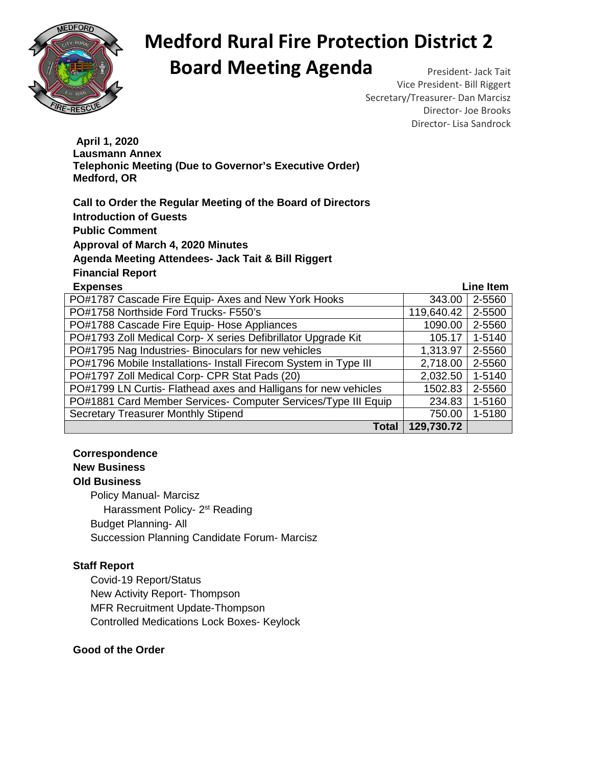# Medford Rural Fire Protection District 2

# Board Meeting Agenda

President- Jack Tait
Vice President- Bill Riggert
Secretary/Treasurer- Dan Marcisz
Director- Joe Brooks
Director- Lisa Sandrock

**April 1, 2020**
**Lausmann Annex**
**Telephonic Meeting (Due to Governor's Executive Order)**
**Medford, OR**

**Call to Order the Regular Meeting of the Board of Directors**

**Introduction of Guests**

**Public Comment**

**Approval of March 4, 2020 Minutes**

**Agenda Meeting Attendees- Jack Tait & Bill Riggert**

**Financial Report**

| Expenses | | Line Item |
|---|---|---|
| PO#1787 Cascade Fire Equip- Axes and New York Hooks | 343.00 | 2-5560 |
| PO#1758 Northside Ford Trucks- F550's | 119,640.42 | 2-5500 |
| PO#1788 Cascade Fire Equip- Hose Appliances | 1090.00 | 2-5560 |
| PO#1793 Zoll Medical Corp- X series Defibrillator Upgrade Kit | 105.17 | 1-5140 |
| PO#1795 Nag Industries- Binoculars for new vehicles | 1,313.97 | 2-5560 |
| PO#1796 Mobile Installations- Install Firecom System in Type III | 2,718.00 | 2-5560 |
| PO#1797 Zoll Medical Corp- CPR Stat Pads (20) | 2,032.50 | 1-5140 |
| PO#1799 LN Curtis- Flathead axes and Halligans for new vehicles | 1502.83 | 2-5560 |
| PO#1881 Card Member Services- Computer Services/Type III Equip | 234.83 | 1-5160 |
| Secretary Treasurer Monthly Stipend | 750.00 | 1-5180 |
| **Total** | **129,730.72** | |

**Correspondence**

**New Business**

**Old Business**

- Policy Manual- Marcisz
  - Harassment Policy- 2nd Reading
- Budget Planning- All
- Succession Planning Candidate Forum- Marcisz

**Staff Report**

- Covid-19 Report/Status
- New Activity Report- Thompson
- MFR Recruitment Update-Thompson
- Controlled Medications Lock Boxes- Keylock

**Good of the Order**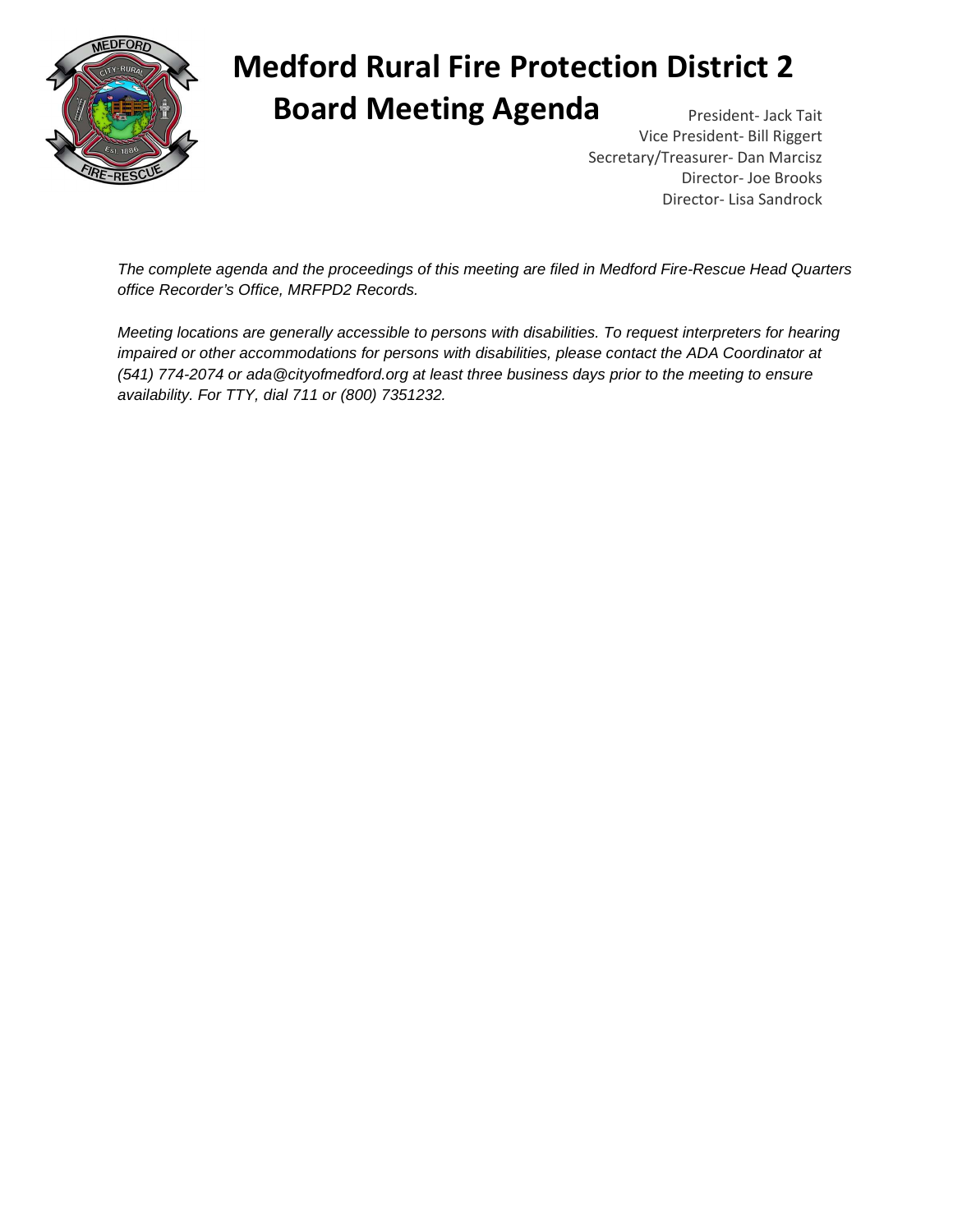# Medford Rural Fire Protection District 2

# Board Meeting Agenda

President- Jack Tait
Vice President- Bill Riggert
Secretary/Treasurer- Dan Marcisz
Director- Joe Brooks
Director- Lisa Sandrock

*The complete agenda and the proceedings of this meeting are filed in Medford Fire-Rescue Head Quarters office Recorder's Office, MRFPD2 Records.*

*Meeting locations are generally accessible to persons with disabilities. To request interpreters for hearing impaired or other accommodations for persons with disabilities, please contact the ADA Coordinator at (541) 774-2074 or ada@cityofmedford.org at least three business days prior to the meeting to ensure availability. For TTY, dial 711 or (800) 7351232.*